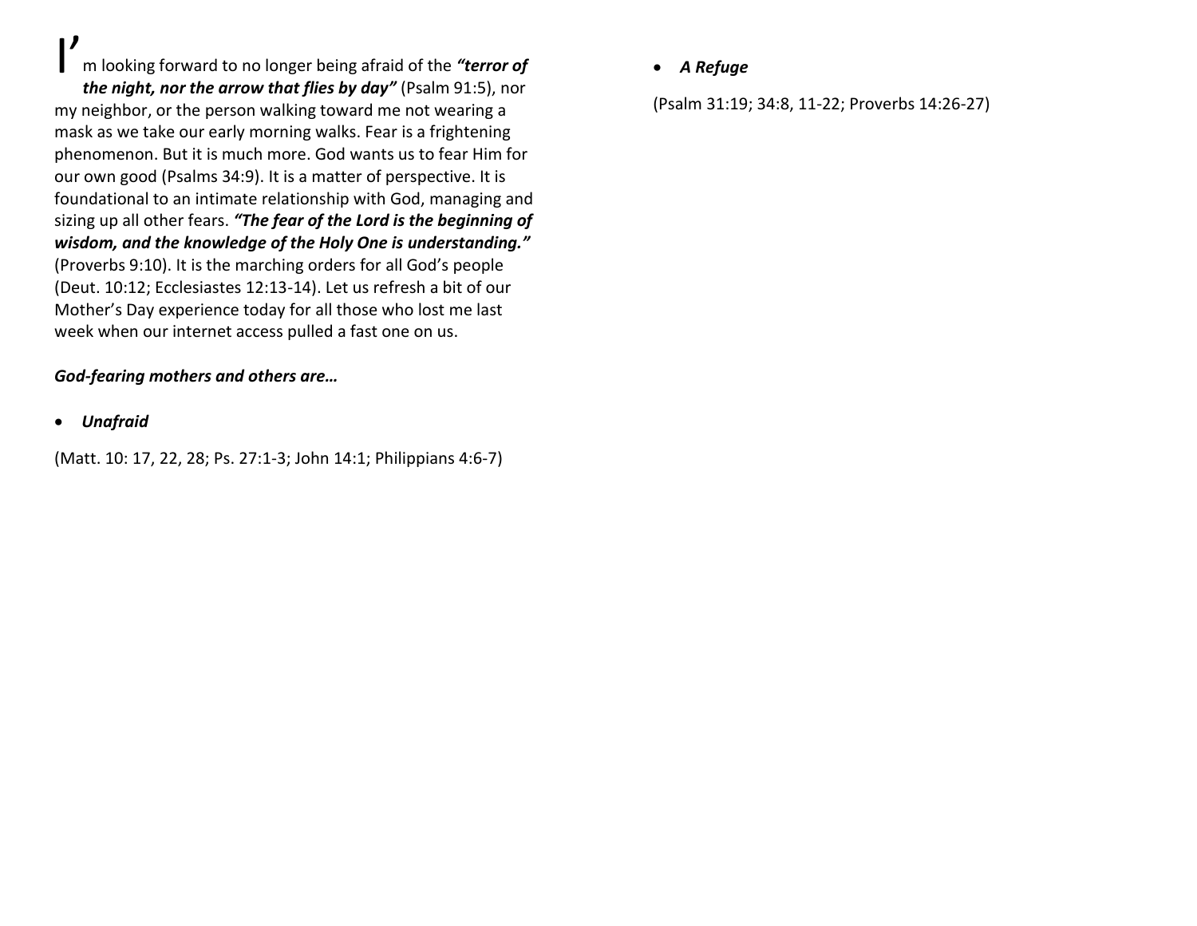I'm looking forward to no longer being afraid of the ***"terror of the night, nor the arrow that flies by day"*** (Psalm 91:5), nor my neighbor, or the person walking toward me not wearing a mask as we take our early morning walks. Fear is a frightening phenomenon. But it is much more. God wants us to fear Him for our own good (Psalms 34:9). It is a matter of perspective. It is foundational to an intimate relationship with God, managing and sizing up all other fears. ***"The fear of the Lord is the beginning of wisdom, and the knowledge of the Holy One is understanding."*** (Proverbs 9:10). It is the marching orders for all God's people (Deut. 10:12; Ecclesiastes 12:13-14). Let us refresh a bit of our Mother's Day experience today for all those who lost me last week when our internet access pulled a fast one on us.

***God-fearing mothers and others are…***

- ***Unafraid***

(Matt. 10: 17, 22, 28; Ps. 27:1-3; John 14:1; Philippians 4:6-7)

- ***A Refuge***

(Psalm 31:19; 34:8, 11-22; Proverbs 14:26-27)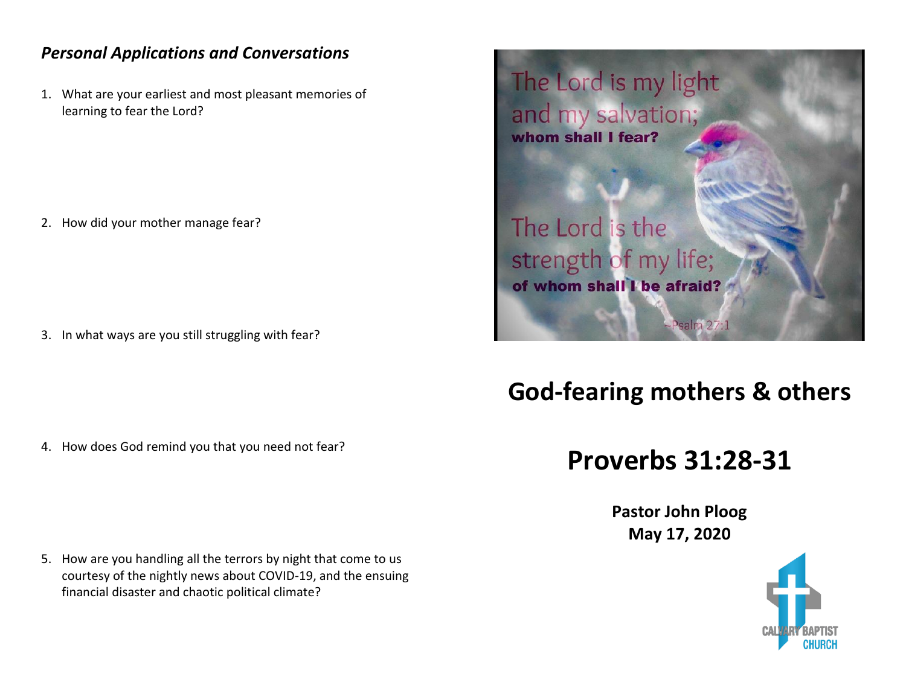### *Personal Applications and Conversations*

1. What are your earliest and most pleasant memories of learning to fear the Lord?

2. How did your mother manage fear?

3. In what ways are you still struggling with fear?

4. How does God remind you that you need not fear?

5. How are you handling all the terrors by night that come to us courtesy of the nightly news about COVID-19, and the ensuing financial disaster and chaotic political climate?

The Lord is my light and my salvation; whom shall I fear?

The Lord is the strength of my life; of whom shall I be afraid?

~Psalm 27:1

# God-fearing mothers & others

# Proverbs 31:28-31

**Pastor John Ploog**
**May 17, 2020**

CALVARY BAPTIST CHURCH